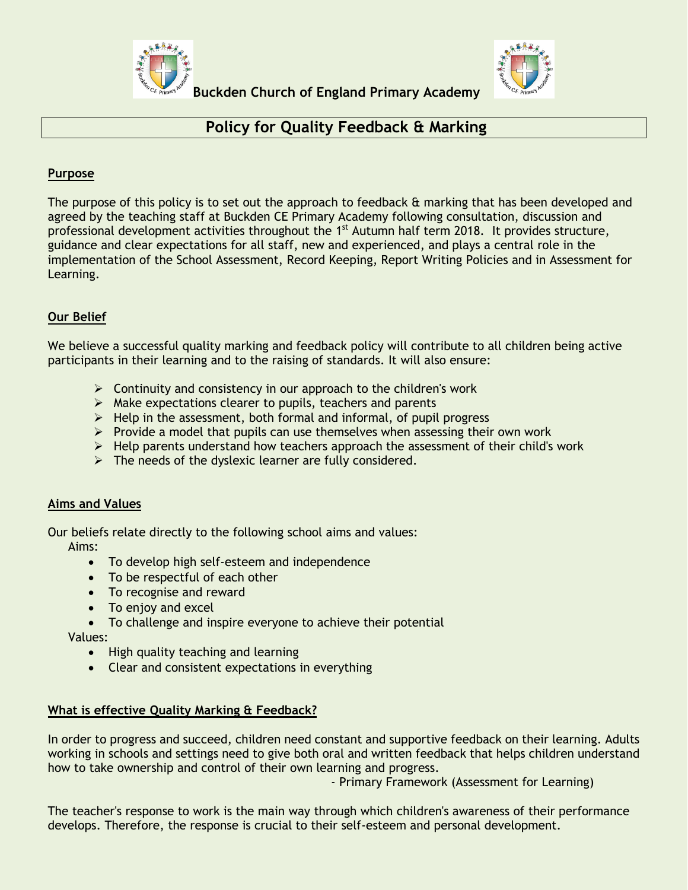# Buckden Church of England Primary Academy

## Policy for Quality Feedback & Marking

### Purpose

The purpose of this policy is to set out the approach to feedback & marking that has been developed and agreed by the teaching staff at Buckden CE Primary Academy following consultation, discussion and professional development activities throughout the 1st Autumn half term 2018. It provides structure, guidance and clear expectations for all staff, new and experienced, and plays a central role in the implementation of the School Assessment, Record Keeping, Report Writing Policies and in Assessment for Learning.

### Our Belief

We believe a successful quality marking and feedback policy will contribute to all children being active participants in their learning and to the raising of standards. It will also ensure:

- Continuity and consistency in our approach to the children's work
- Make expectations clearer to pupils, teachers and parents
- Help in the assessment, both formal and informal, of pupil progress
- Provide a model that pupils can use themselves when assessing their own work
- Help parents understand how teachers approach the assessment of their child's work
- The needs of the dyslexic learner are fully considered.

### Aims and Values

Our beliefs relate directly to the following school aims and values:

Aims:

- To develop high self-esteem and independence
- To be respectful of each other
- To recognise and reward
- To enjoy and excel
- To challenge and inspire everyone to achieve their potential

Values:

- High quality teaching and learning
- Clear and consistent expectations in everything

### What is effective Quality Marking & Feedback?

In order to progress and succeed, children need constant and supportive feedback on their learning. Adults working in schools and settings need to give both oral and written feedback that helps children understand how to take ownership and control of their own learning and progress.

- Primary Framework (Assessment for Learning)

The teacher's response to work is the main way through which children's awareness of their performance develops. Therefore, the response is crucial to their self-esteem and personal development.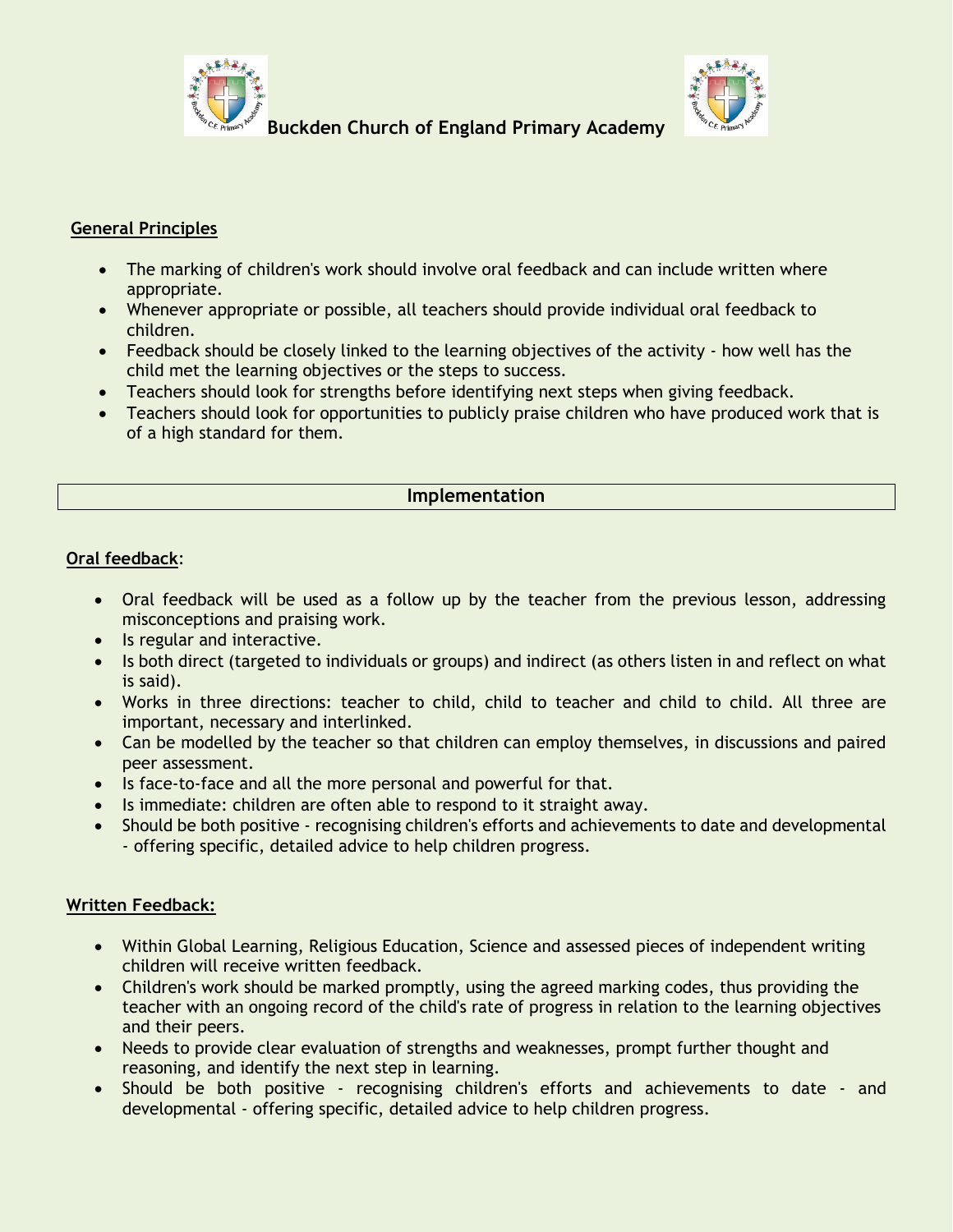## General Principles

- The marking of children's work should involve oral feedback and can include written where appropriate.
- Whenever appropriate or possible, all teachers should provide individual oral feedback to children.
- Feedback should be closely linked to the learning objectives of the activity - how well has the child met the learning objectives or the steps to success.
- Teachers should look for strengths before identifying next steps when giving feedback.
- Teachers should look for opportunities to publicly praise children who have produced work that is of a high standard for them.

## Implementation

### Oral feedback:

- Oral feedback will be used as a follow up by the teacher from the previous lesson, addressing misconceptions and praising work.
- Is regular and interactive.
- Is both direct (targeted to individuals or groups) and indirect (as others listen in and reflect on what is said).
- Works in three directions: teacher to child, child to teacher and child to child. All three are important, necessary and interlinked.
- Can be modelled by the teacher so that children can employ themselves, in discussions and paired peer assessment.
- Is face-to-face and all the more personal and powerful for that.
- Is immediate: children are often able to respond to it straight away.
- Should be both positive - recognising children's efforts and achievements to date and developmental - offering specific, detailed advice to help children progress.

### Written Feedback:

- Within Global Learning, Religious Education, Science and assessed pieces of independent writing children will receive written feedback.
- Children's work should be marked promptly, using the agreed marking codes, thus providing the teacher with an ongoing record of the child's rate of progress in relation to the learning objectives and their peers.
- Needs to provide clear evaluation of strengths and weaknesses, prompt further thought and reasoning, and identify the next step in learning.
- Should be both positive - recognising children's efforts and achievements to date - and developmental - offering specific, detailed advice to help children progress.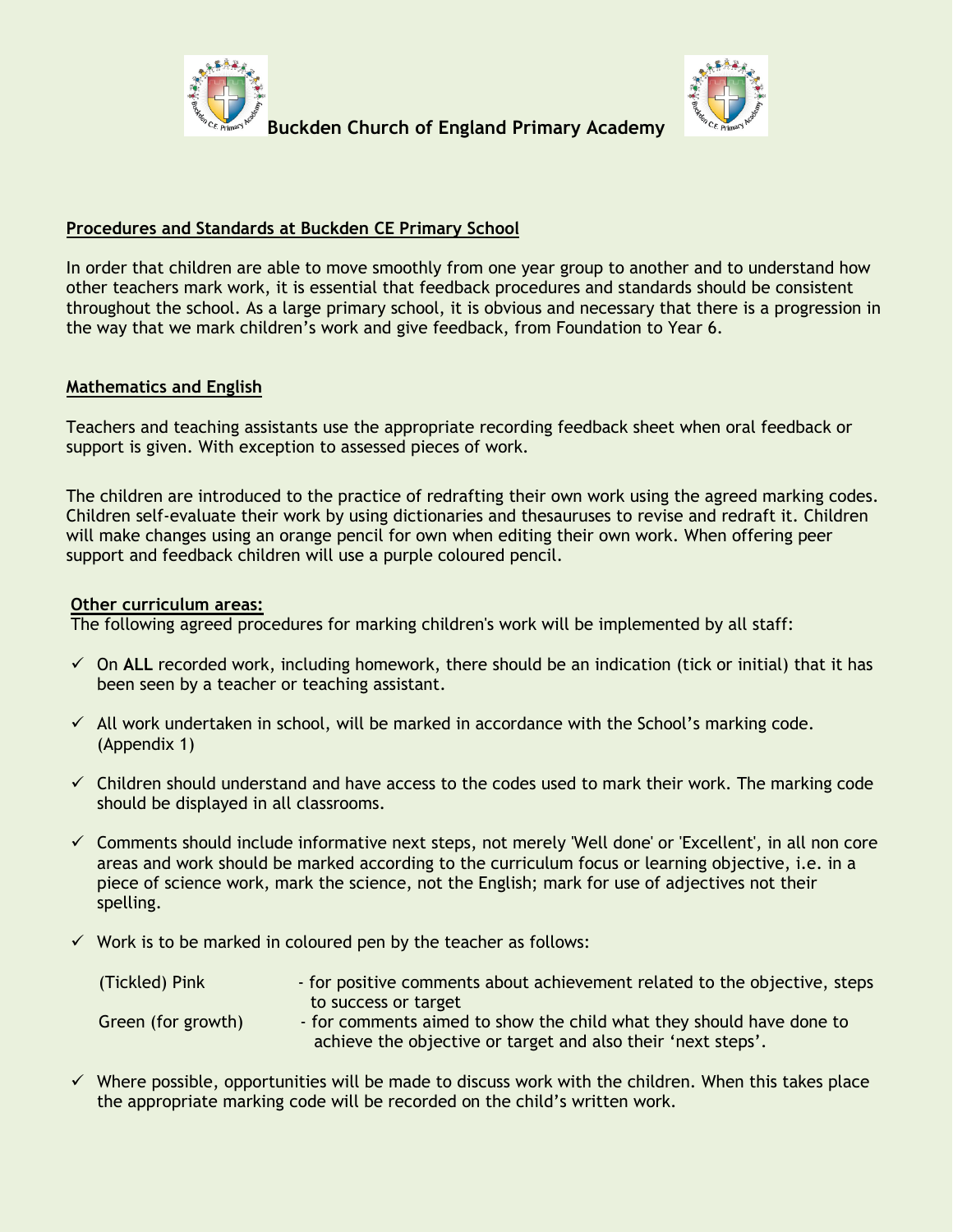**Buckden Church of England Primary Academy**

## Procedures and Standards at Buckden CE Primary School

In order that children are able to move smoothly from one year group to another and to understand how other teachers mark work, it is essential that feedback procedures and standards should be consistent throughout the school. As a large primary school, it is obvious and necessary that there is a progression in the way that we mark children's work and give feedback, from Foundation to Year 6.

## Mathematics and English

Teachers and teaching assistants use the appropriate recording feedback sheet when oral feedback or support is given. With exception to assessed pieces of work.

The children are introduced to the practice of redrafting their own work using the agreed marking codes. Children self-evaluate their work by using dictionaries and thesauruses to revise and redraft it. Children will make changes using an orange pencil for own when editing their own work. When offering peer support and feedback children will use a purple coloured pencil.

## Other curriculum areas:

The following agreed procedures for marking children's work will be implemented by all staff:

- ✓ On **ALL** recorded work, including homework, there should be an indication (tick or initial) that it has been seen by a teacher or teaching assistant.
- ✓ All work undertaken in school, will be marked in accordance with the School's marking code. (Appendix 1)
- ✓ Children should understand and have access to the codes used to mark their work. The marking code should be displayed in all classrooms.
- ✓ Comments should include informative next steps, not merely 'Well done' or 'Excellent', in all non core areas and work should be marked according to the curriculum focus or learning objective, i.e. in a piece of science work, mark the science, not the English; mark for use of adjectives not their spelling.
- ✓ Work is to be marked in coloured pen by the teacher as follows:

  (Tickled) Pink - for positive comments about achievement related to the objective, steps to success or target

  Green (for growth) - for comments aimed to show the child what they should have done to achieve the objective or target and also their 'next steps'.

- ✓ Where possible, opportunities will be made to discuss work with the children. When this takes place the appropriate marking code will be recorded on the child's written work.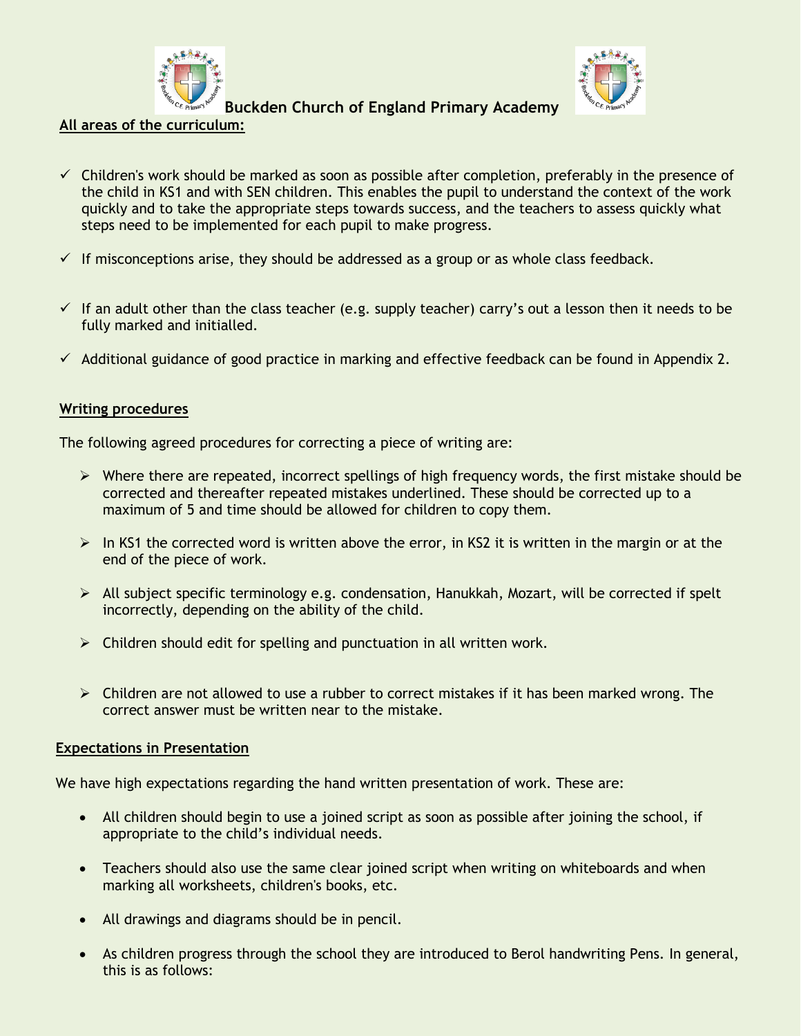**Buckden Church of England Primary Academy**

**All areas of the curriculum:**

- ✓ Children's work should be marked as soon as possible after completion, preferably in the presence of the child in KS1 and with SEN children. This enables the pupil to understand the context of the work quickly and to take the appropriate steps towards success, and the teachers to assess quickly what steps need to be implemented for each pupil to make progress.
- ✓ If misconceptions arise, they should be addressed as a group or as whole class feedback.
- ✓ If an adult other than the class teacher (e.g. supply teacher) carry's out a lesson then it needs to be fully marked and initialled.
- ✓ Additional guidance of good practice in marking and effective feedback can be found in Appendix 2.

**Writing procedures**

The following agreed procedures for correcting a piece of writing are:

- ➢ Where there are repeated, incorrect spellings of high frequency words, the first mistake should be corrected and thereafter repeated mistakes underlined. These should be corrected up to a maximum of 5 and time should be allowed for children to copy them.
- ➢ In KS1 the corrected word is written above the error, in KS2 it is written in the margin or at the end of the piece of work.
- ➢ All subject specific terminology e.g. condensation, Hanukkah, Mozart, will be corrected if spelt incorrectly, depending on the ability of the child.
- ➢ Children should edit for spelling and punctuation in all written work.
- ➢ Children are not allowed to use a rubber to correct mistakes if it has been marked wrong. The correct answer must be written near to the mistake.

**Expectations in Presentation**

We have high expectations regarding the hand written presentation of work. These are:

- All children should begin to use a joined script as soon as possible after joining the school, if appropriate to the child's individual needs.
- Teachers should also use the same clear joined script when writing on whiteboards and when marking all worksheets, children's books, etc.
- All drawings and diagrams should be in pencil.
- As children progress through the school they are introduced to Berol handwriting Pens. In general, this is as follows: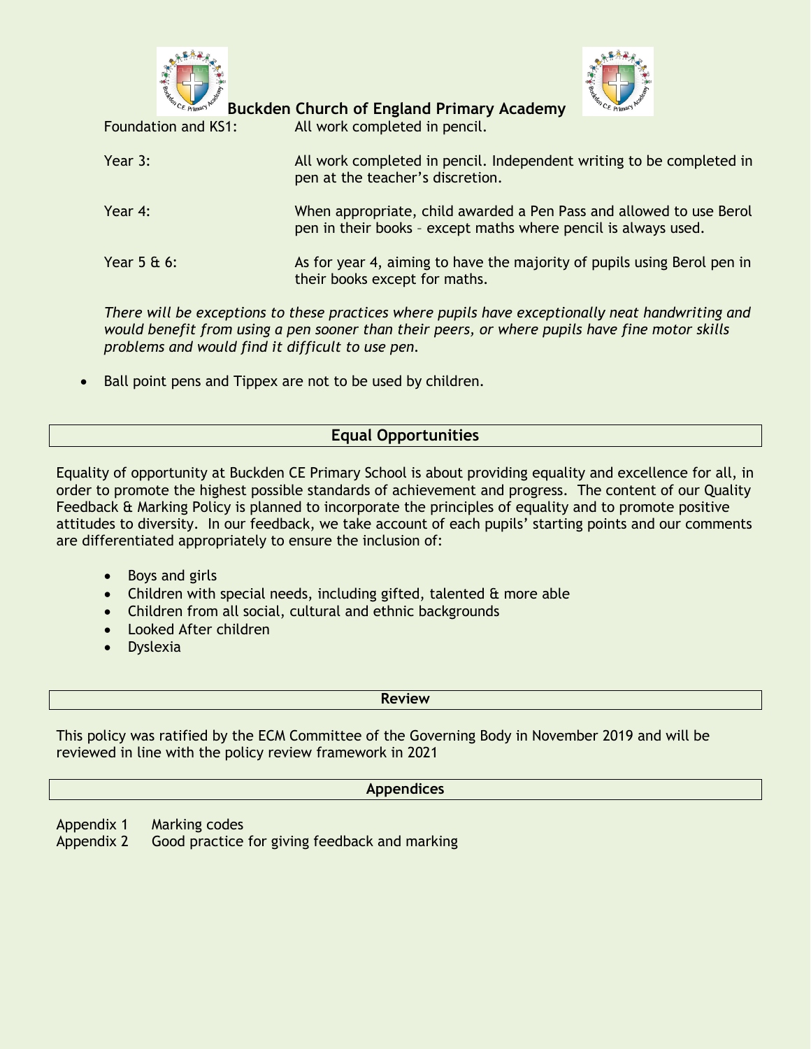| | |
|---|---|
| Foundation and KS1: | All work completed in pencil. |
| Year 3: | All work completed in pencil. Independent writing to be completed in pen at the teacher's discretion. |
| Year 4: | When appropriate, child awarded a Pen Pass and allowed to use Berol pen in their books – except maths where pencil is always used. |
| Year 5 & 6: | As for year 4, aiming to have the majority of pupils using Berol pen in their books except for maths. |

*There will be exceptions to these practices where pupils have exceptionally neat handwriting and would benefit from using a pen sooner than their peers, or where pupils have fine motor skills problems and would find it difficult to use pen.*

- Ball point pens and Tippex are not to be used by children.

## Equal Opportunities

Equality of opportunity at Buckden CE Primary School is about providing equality and excellence for all, in order to promote the highest possible standards of achievement and progress. The content of our Quality Feedback & Marking Policy is planned to incorporate the principles of equality and to promote positive attitudes to diversity. In our feedback, we take account of each pupils' starting points and our comments are differentiated appropriately to ensure the inclusion of:

- Boys and girls
- Children with special needs, including gifted, talented & more able
- Children from all social, cultural and ethnic backgrounds
- Looked After children
- Dyslexia

## Review

This policy was ratified by the ECM Committee of the Governing Body in November 2019 and will be reviewed in line with the policy review framework in 2021

## Appendices

Appendix 1 Marking codes
Appendix 2 Good practice for giving feedback and marking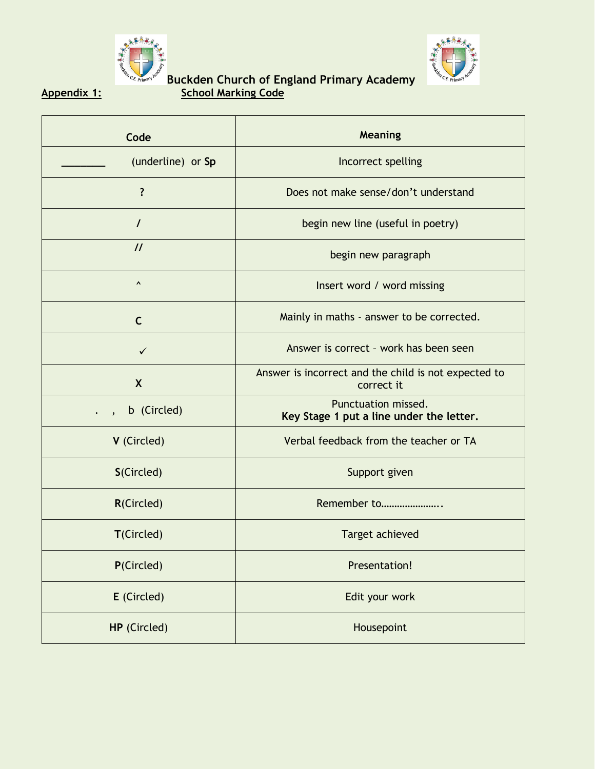**Buckden Church of England Primary Academy**

**Appendix 1:** **School Marking Code**

| Code | Meaning |
|---|---|
| _______ (underline) or **Sp** | Incorrect spelling |
| **?** | Does not make sense/don't understand |
| **/** | begin new line (useful in poetry) |
| **//** | begin new paragraph |
| **^** | Insert word / word missing |
| **C** | Mainly in maths - answer to be corrected. |
| ✓ | Answer is correct – work has been seen |
| **X** | Answer is incorrect and the child is not expected to correct it |
| . , b (Circled) | Punctuation missed. **Key Stage 1 put a line under the letter.** |
| **V** (Circled) | Verbal feedback from the teacher or TA |
| **S**(Circled) | Support given |
| **R**(Circled) | Remember to………………….. |
| **T**(Circled) | Target achieved |
| **P**(Circled) | Presentation! |
| **E** (Circled) | Edit your work |
| **HP** (Circled) | Housepoint |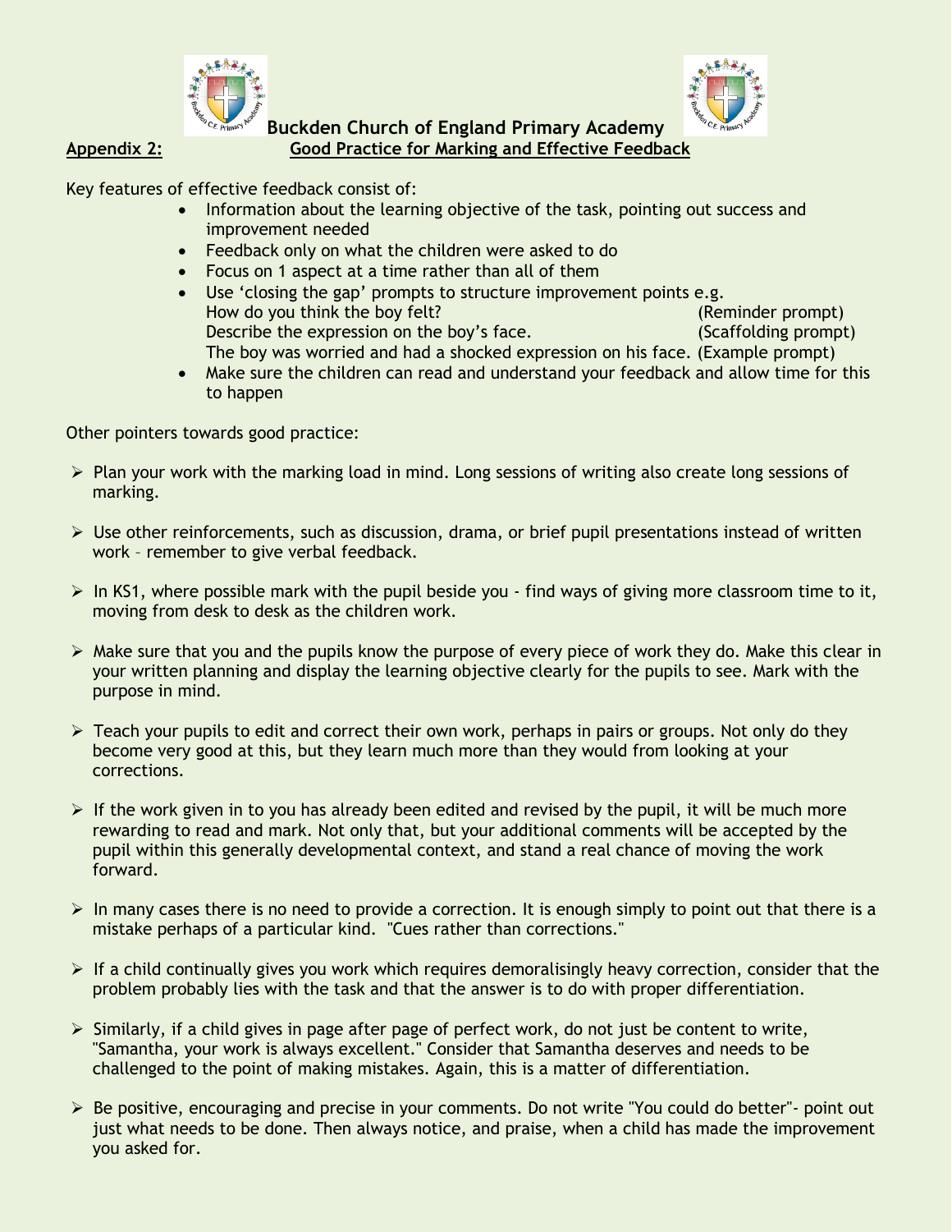# Buckden Church of England Primary Academy

**Appendix 2:** **Good Practice for Marking and Effective Feedback**

Key features of effective feedback consist of:

- Information about the learning objective of the task, pointing out success and improvement needed
- Feedback only on what the children were asked to do
- Focus on 1 aspect at a time rather than all of them
- Use 'closing the gap' prompts to structure improvement points e.g.
  How do you think the boy felt? (Reminder prompt)
  Describe the expression on the boy's face. (Scaffolding prompt)
  The boy was worried and had a shocked expression on his face. (Example prompt)
- Make sure the children can read and understand your feedback and allow time for this to happen

Other pointers towards good practice:

- Plan your work with the marking load in mind. Long sessions of writing also create long sessions of marking.
- Use other reinforcements, such as discussion, drama, or brief pupil presentations instead of written work – remember to give verbal feedback.
- In KS1, where possible mark with the pupil beside you - find ways of giving more classroom time to it, moving from desk to desk as the children work.
- Make sure that you and the pupils know the purpose of every piece of work they do. Make this clear in your written planning and display the learning objective clearly for the pupils to see. Mark with the purpose in mind.
- Teach your pupils to edit and correct their own work, perhaps in pairs or groups. Not only do they become very good at this, but they learn much more than they would from looking at your corrections.
- If the work given in to you has already been edited and revised by the pupil, it will be much more rewarding to read and mark. Not only that, but your additional comments will be accepted by the pupil within this generally developmental context, and stand a real chance of moving the work forward.
- In many cases there is no need to provide a correction. It is enough simply to point out that there is a mistake perhaps of a particular kind. "Cues rather than corrections."
- If a child continually gives you work which requires demoralisingly heavy correction, consider that the problem probably lies with the task and that the answer is to do with proper differentiation.
- Similarly, if a child gives in page after page of perfect work, do not just be content to write, "Samantha, your work is always excellent." Consider that Samantha deserves and needs to be challenged to the point of making mistakes. Again, this is a matter of differentiation.
- Be positive, encouraging and precise in your comments. Do not write "You could do better"- point out just what needs to be done. Then always notice, and praise, when a child has made the improvement you asked for.